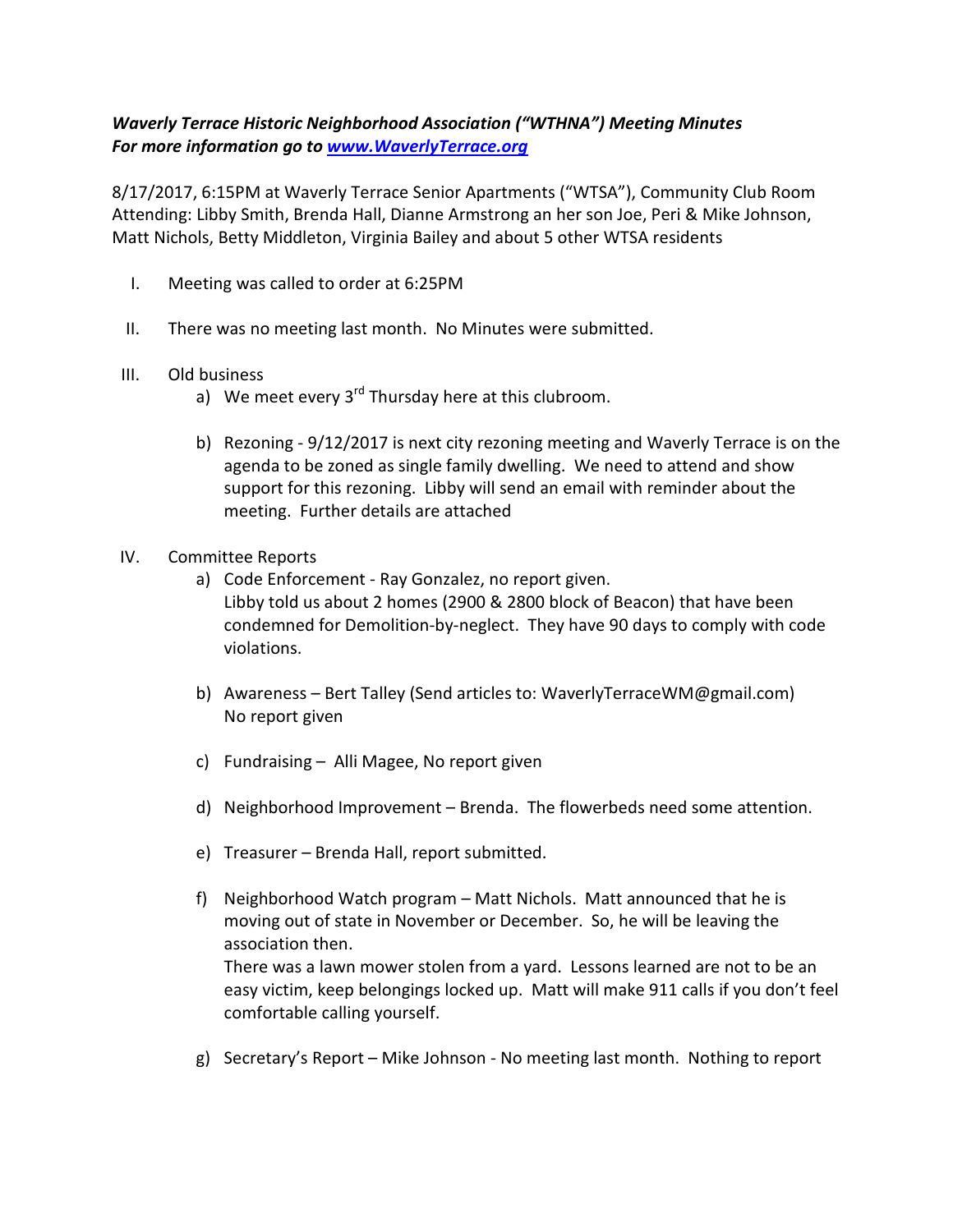***Waverly Terrace Historic Neighborhood Association ("WTHNA") Meeting Minutes***
***For more information go to [www.WaverlyTerrace.org](http://www.WaverlyTerrace.org)***

8/17/2017, 6:15PM at Waverly Terrace Senior Apartments ("WTSA"), Community Club Room
Attending: Libby Smith, Brenda Hall, Dianne Armstrong an her son Joe, Peri & Mike Johnson, Matt Nichols, Betty Middleton, Virginia Bailey and about 5 other WTSA residents

I. Meeting was called to order at 6:25PM

II. There was no meeting last month. No Minutes were submitted.

III. Old business
   a) We meet every 3rd Thursday here at this clubroom.

   b) Rezoning - 9/12/2017 is next city rezoning meeting and Waverly Terrace is on the agenda to be zoned as single family dwelling. We need to attend and show support for this rezoning. Libby will send an email with reminder about the meeting. Further details are attached

IV. Committee Reports
   a) Code Enforcement - Ray Gonzalez, no report given.
   Libby told us about 2 homes (2900 & 2800 block of Beacon) that have been condemned for Demolition-by-neglect. They have 90 days to comply with code violations.

   b) Awareness – Bert Talley (Send articles to: WaverlyTerraceWM@gmail.com)
   No report given

   c) Fundraising – Alli Magee, No report given

   d) Neighborhood Improvement – Brenda. The flowerbeds need some attention.

   e) Treasurer – Brenda Hall, report submitted.

   f) Neighborhood Watch program – Matt Nichols. Matt announced that he is moving out of state in November or December. So, he will be leaving the association then.
   There was a lawn mower stolen from a yard. Lessons learned are not to be an easy victim, keep belongings locked up. Matt will make 911 calls if you don't feel comfortable calling yourself.

   g) Secretary's Report – Mike Johnson - No meeting last month. Nothing to report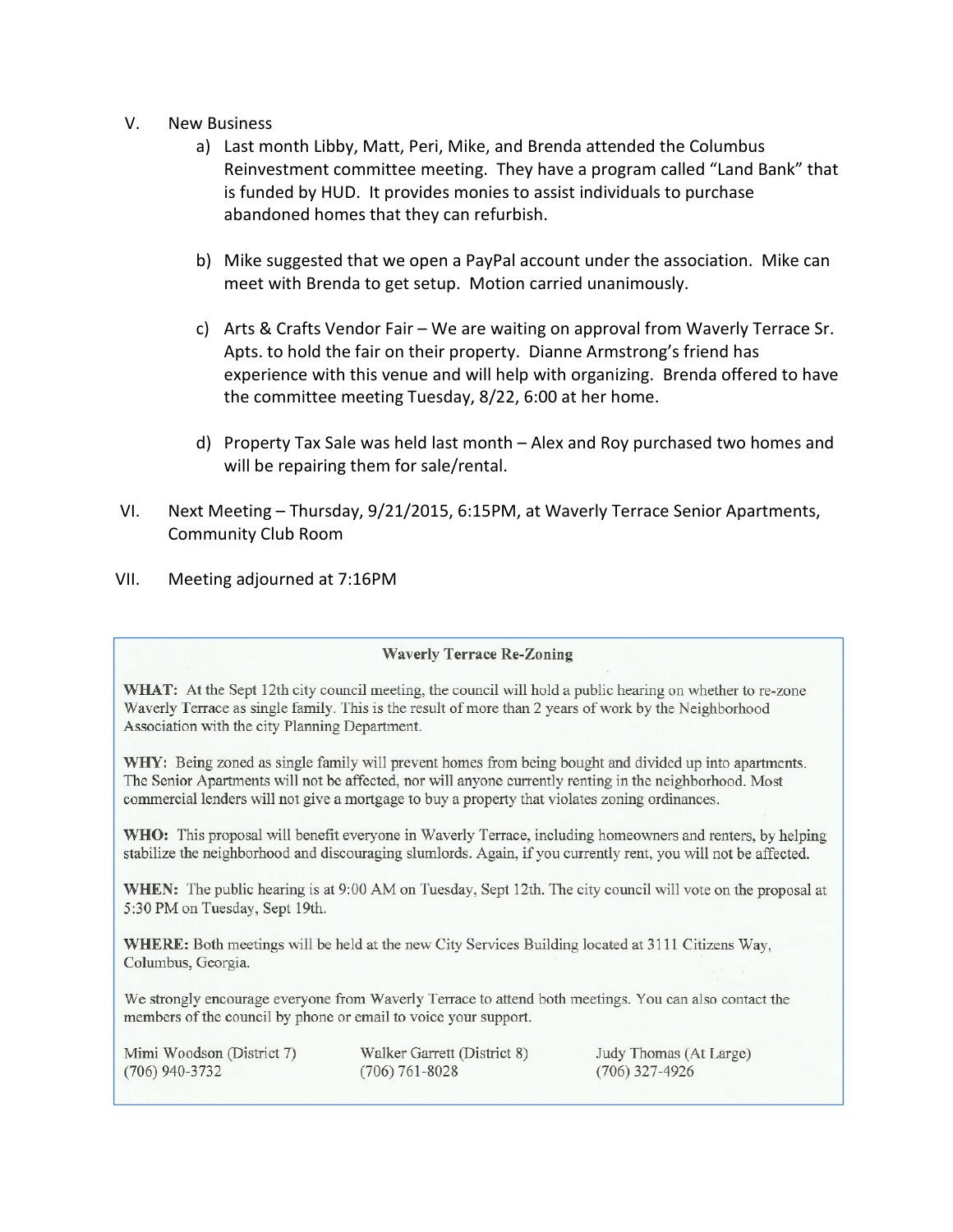V. New Business
   a) Last month Libby, Matt, Peri, Mike, and Brenda attended the Columbus Reinvestment committee meeting. They have a program called "Land Bank" that is funded by HUD. It provides monies to assist individuals to purchase abandoned homes that they can refurbish.

   b) Mike suggested that we open a PayPal account under the association. Mike can meet with Brenda to get setup. Motion carried unanimously.

   c) Arts & Crafts Vendor Fair – We are waiting on approval from Waverly Terrace Sr. Apts. to hold the fair on their property. Dianne Armstrong's friend has experience with this venue and will help with organizing. Brenda offered to have the committee meeting Tuesday, 8/22, 6:00 at her home.

   d) Property Tax Sale was held last month – Alex and Roy purchased two homes and will be repairing them for sale/rental.

VI. Next Meeting – Thursday, 9/21/2015, 6:15PM, at Waverly Terrace Senior Apartments, Community Club Room

VII. Meeting adjourned at 7:16PM

---

### Waverly Terrace Re-Zoning

**WHAT:** At the Sept 12th city council meeting, the council will hold a public hearing on whether to re-zone Waverly Terrace as single family. This is the result of more than 2 years of work by the Neighborhood Association with the city Planning Department.

**WHY:** Being zoned as single family will prevent homes from being bought and divided up into apartments. The Senior Apartments will not be affected, nor will anyone currently renting in the neighborhood. Most commercial lenders will not give a mortgage to buy a property that violates zoning ordinances.

**WHO:** This proposal will benefit everyone in Waverly Terrace, including homeowners and renters, by helping stabilize the neighborhood and discouraging slumlords. Again, if you currently rent, you will not be affected.

**WHEN:** The public hearing is at 9:00 AM on Tuesday, Sept 12th. The city council will vote on the proposal at 5:30 PM on Tuesday, Sept 19th.

**WHERE:** Both meetings will be held at the new City Services Building located at 3111 Citizens Way, Columbus, Georgia.

We strongly encourage everyone from Waverly Terrace to attend both meetings. You can also contact the members of the council by phone or email to voice your support.

Mimi Woodson (District 7)
(706) 940-3732

Walker Garrett (District 8)
(706) 761-8028

Judy Thomas (At Large)
(706) 327-4926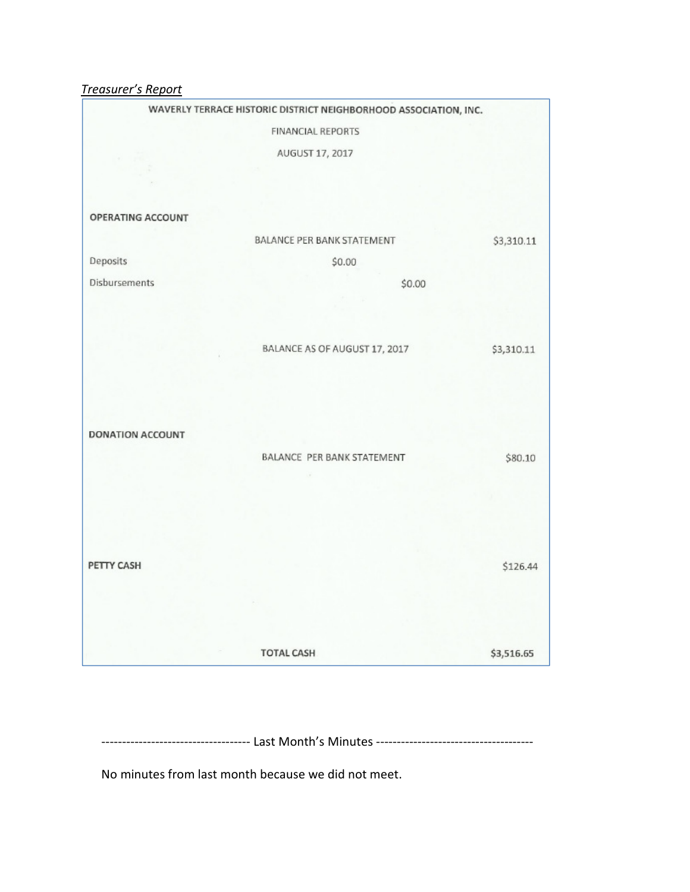*Treasurer's Report*

WAVERLY TERRACE HISTORIC DISTRICT NEIGHBORHOOD ASSOCIATION, INC.

FINANCIAL REPORTS

AUGUST 17, 2017

| | | | |
|---|---|---|---|
| **OPERATING ACCOUNT** | | | |
| | BALANCE PER BANK STATEMENT | | $3,310.11 |
| Deposits | $0.00 | | |
| Disbursements | | $0.00 | |
| | BALANCE AS OF AUGUST 17, 2017 | | $3,310.11 |
| **DONATION ACCOUNT** | | | |
| | BALANCE PER BANK STATEMENT | | $80.10 |
| **PETTY CASH** | | | $126.44 |
| | TOTAL CASH | | $3,516.65 |

----------------------------------- Last Month's Minutes -------------------------------------

No minutes from last month because we did not meet.